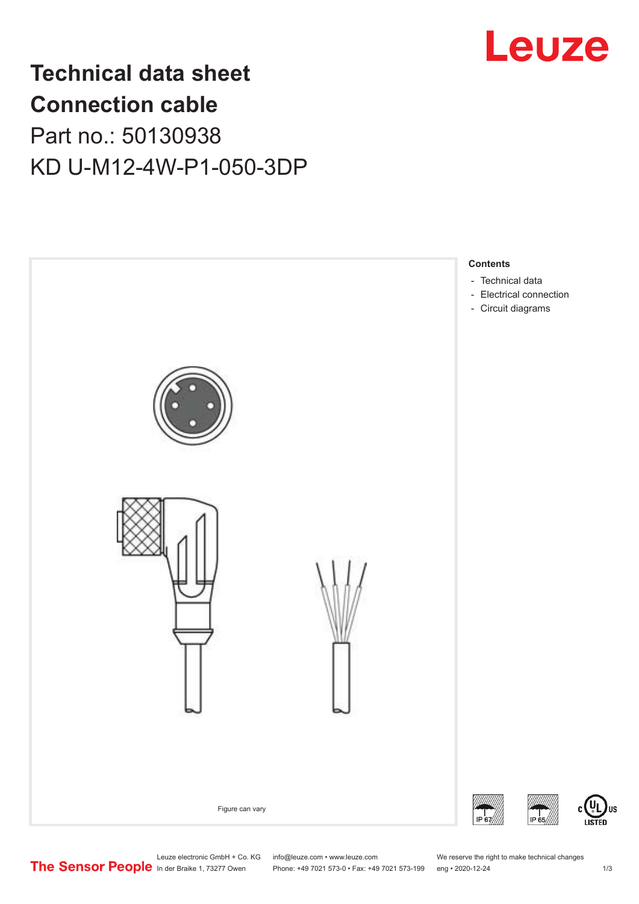# Technical data sheet
# Connection cable

## Part no.: 50130938

## KD U-M12-4W-P1-050-3DP

**Contents**

- Technical data
- Electrical connection
- Circuit diagrams

Figure can vary

Leuze electronic GmbH + Co. KG
In der Braike 1, 73277 Owen

info@leuze.com • www.leuze.com
Phone: +49 7021 573-0 • Fax: +49 7021 573-199

We reserve the right to make technical changes
eng • 2020-12-24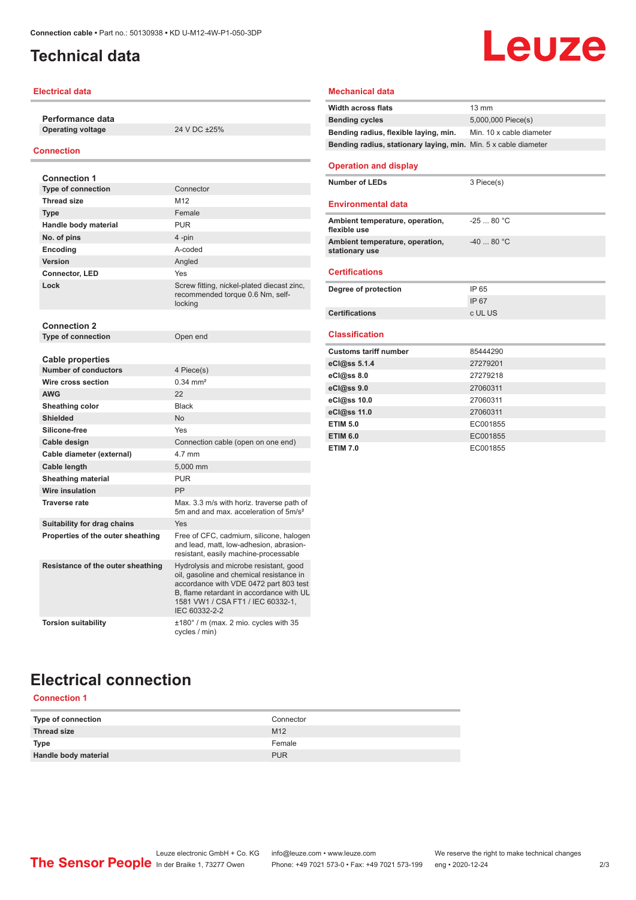# Technical data

## Electrical data

### Performance data

| | |
|---|---|
| Operating voltage | 24 V DC ±25% |

## Connection

### Connection 1

| | |
|---|---|
| Type of connection | Connector |
| Thread size | M12 |
| Type | Female |
| Handle body material | PUR |
| No. of pins | 4 -pin |
| Encoding | A-coded |
| Version | Angled |
| Connector, LED | Yes |
| Lock | Screw fitting, nickel-plated diecast zinc, recommended torque 0.6 Nm, self-locking |

### Connection 2

| | |
|---|---|
| Type of connection | Open end |

### Cable properties

| | |
|---|---|
| Number of conductors | 4 Piece(s) |
| Wire cross section | 0.34 mm² |
| AWG | 22 |
| Sheathing color | Black |
| Shielded | No |
| Silicone-free | Yes |
| Cable design | Connection cable (open on one end) |
| Cable diameter (external) | 4.7 mm |
| Cable length | 5,000 mm |
| Sheathing material | PUR |
| Wire insulation | PP |
| Traverse rate | Max. 3.3 m/s with horiz. traverse path of 5m and and max. acceleration of 5m/s² |
| Suitability for drag chains | Yes |
| Properties of the outer sheathing | Free of CFC, cadmium, silicone, halogen and lead, matt, low-adhesion, abrasion-resistant, easily machine-processable |
| Resistance of the outer sheathing | Hydrolysis and microbe resistant, good oil, gasoline and chemical resistance in accordance with VDE 0472 part 803 test B, flame retardant in accordance with UL 1581 VW1 / CSA FT1 / IEC 60332-1, IEC 60332-2-2 |
| Torsion suitability | ±180° / m (max. 2 mio. cycles with 35 cycles / min) |

## Mechanical data

| | |
|---|---|
| Width across flats | 13 mm |
| Bending cycles | 5,000,000 Piece(s) |
| Bending radius, flexible laying, min. | Min. 10 x cable diameter |
| Bending radius, stationary laying, min. | Min. 5 x cable diameter |

## Operation and display

| | |
|---|---|
| Number of LEDs | 3 Piece(s) |

## Environmental data

| | |
|---|---|
| Ambient temperature, operation, flexible use | -25 ... 80 °C |
| Ambient temperature, operation, stationary use | -40 ... 80 °C |

## Certifications

| | |
|---|---|
| Degree of protection | IP 65 |
| | IP 67 |
| Certifications | c UL US |

## Classification

| | |
|---|---|
| Customs tariff number | 85444290 |
| eCl@ss 5.1.4 | 27279201 |
| eCl@ss 8.0 | 27279218 |
| eCl@ss 9.0 | 27060311 |
| eCl@ss 10.0 | 27060311 |
| eCl@ss 11.0 | 27060311 |
| ETIM 5.0 | EC001855 |
| ETIM 6.0 | EC001855 |
| ETIM 7.0 | EC001855 |

# Electrical connection

## Connection 1

| | |
|---|---|
| Type of connection | Connector |
| Thread size | M12 |
| Type | Female |
| Handle body material | PUR |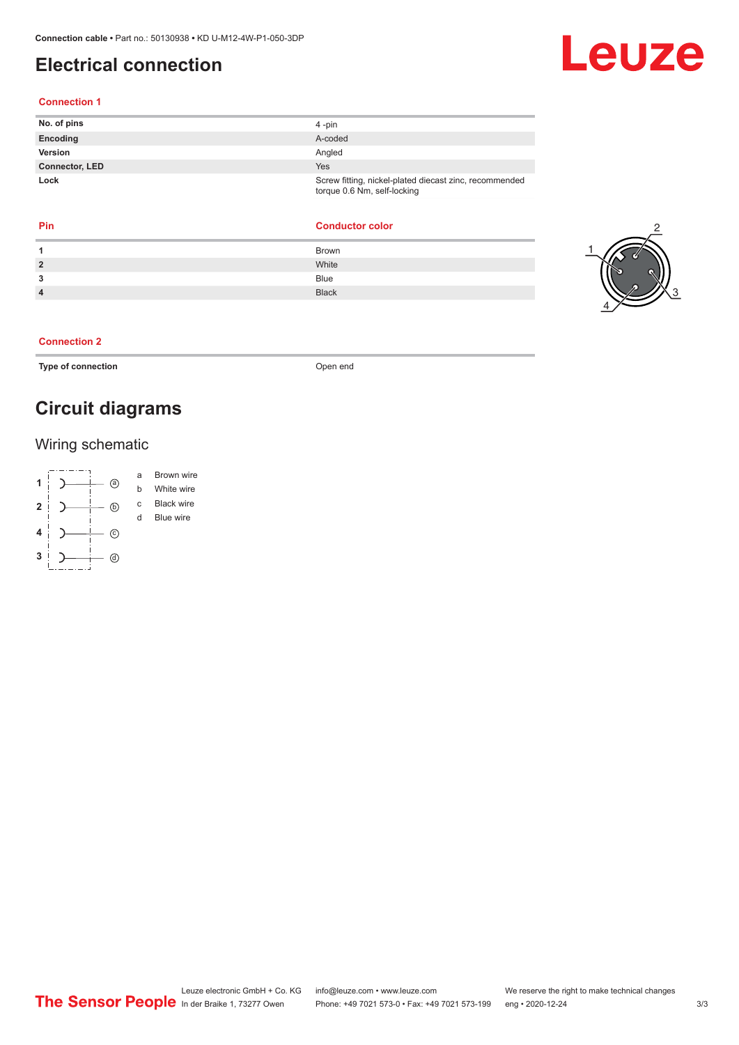# Electrical connection

## Connection 1

| | |
|---|---|
| **No. of pins** | 4 -pin |
| **Encoding** | A-coded |
| **Version** | Angled |
| **Connector, LED** | Yes |
| **Lock** | Screw fitting, nickel-plated diecast zinc, recommended torque 0.6 Nm, self-locking |

| Pin | Conductor color |
|---|---|
| **1** | Brown |
| **2** | White |
| **3** | Blue |
| **4** | Black |

## Connection 2

| | |
|---|---|
| **Type of connection** | Open end |

# Circuit diagrams

## Wiring schematic

1 ⓐ
2 ⓑ
4 ⓒ
3 ⓓ

a Brown wire
b White wire
c Black wire
d Blue wire